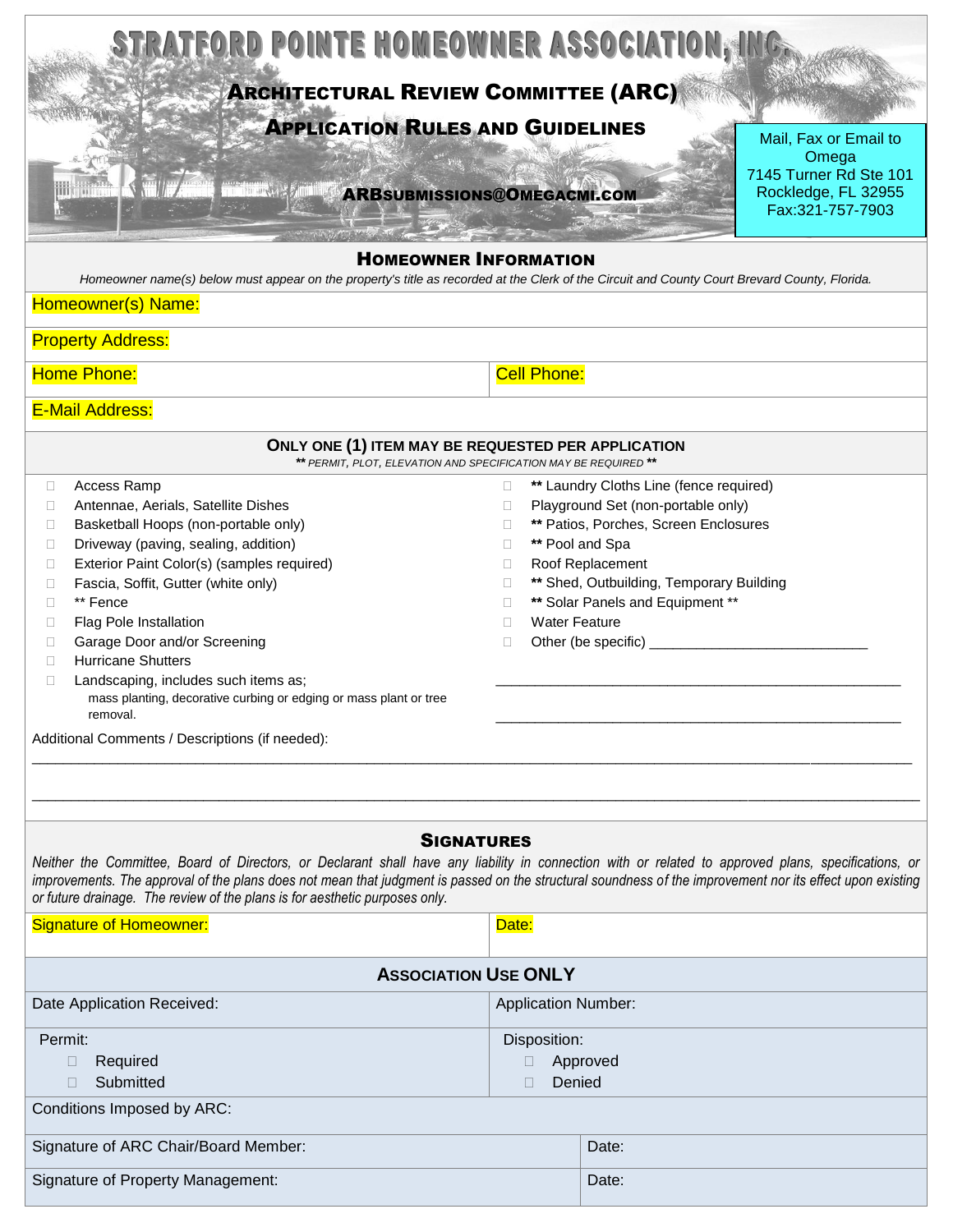# STRATFORD POINTE HOMEOWNER ASSOCIATION, INC.

## ARCHITECTURAL REVIEW COMMITTEE (ARC)

## APPLICATION RULES AND GUIDELINES

ARBSUBMISSIONS@OMEGACMI.COM

Mail, Fax or Email to Omega
7145 Turner Rd Ste 101
Rockledge, FL 32955
Fax:321-757-7903

### HOMEOWNER INFORMATION

*Homeowner name(s) below must appear on the property's title as recorded at the Clerk of the Circuit and County Court Brevard County, Florida.*

Homeowner(s) Name:

Property Address:

| Home Phone: | Cell Phone: |
|---|---|

E-Mail Address:

### ONLY ONE (1) ITEM MAY BE REQUESTED PER APPLICATION

**\*\*** *PERMIT, PLOT, ELEVATION AND SPECIFICATION MAY BE REQUIRED* **\*\***

- ☐ Access Ramp
- ☐ Antennae, Aerials, Satellite Dishes
- ☐ Basketball Hoops (non-portable only)
- ☐ Driveway (paving, sealing, addition)
- ☐ Exterior Paint Color(s) (samples required)
- ☐ Fascia, Soffit, Gutter (white only)
- ☐ ** Fence
- ☐ Flag Pole Installation
- ☐ Garage Door and/or Screening
- ☐ Hurricane Shutters
- ☐ Landscaping, includes such items as;
  mass planting, decorative curbing or edging or mass plant or tree removal.
- ☐ ** Laundry Cloths Line (fence required)
- ☐ Playground Set (non-portable only)
- ☐ ** Patios, Porches, Screen Enclosures
- ☐ ** Pool and Spa
- ☐ Roof Replacement
- ☐ ** Shed, Outbuilding, Temporary Building
- ☐ ** Solar Panels and Equipment **
- ☐ Water Feature
- ☐ Other (be specific) ___________________________

___________________________________________________

___________________________________________________

Additional Comments / Descriptions (if needed):

___________________________________________________________________________________________

___________________________________________________________________________________________

### SIGNATURES

*Neither the Committee, Board of Directors, or Declarant shall have any liability in connection with or related to approved plans, specifications, or improvements. The approval of the plans does not mean that judgment is passed on the structural soundness of the improvement nor its effect upon existing or future drainage. The review of the plans is for aesthetic purposes only.*

| Signature of Homeowner: | Date: |
|---|---|

### ASSOCIATION USE ONLY

| Date Application Received: | Application Number: |
|---|---|
| Permit:<br>☐ Required<br>☐ Submitted | Disposition:<br>☐ Approved<br>☐ Denied |
| Conditions Imposed by ARC: | |
| Signature of ARC Chair/Board Member: | Date: |
| Signature of Property Management: | Date: |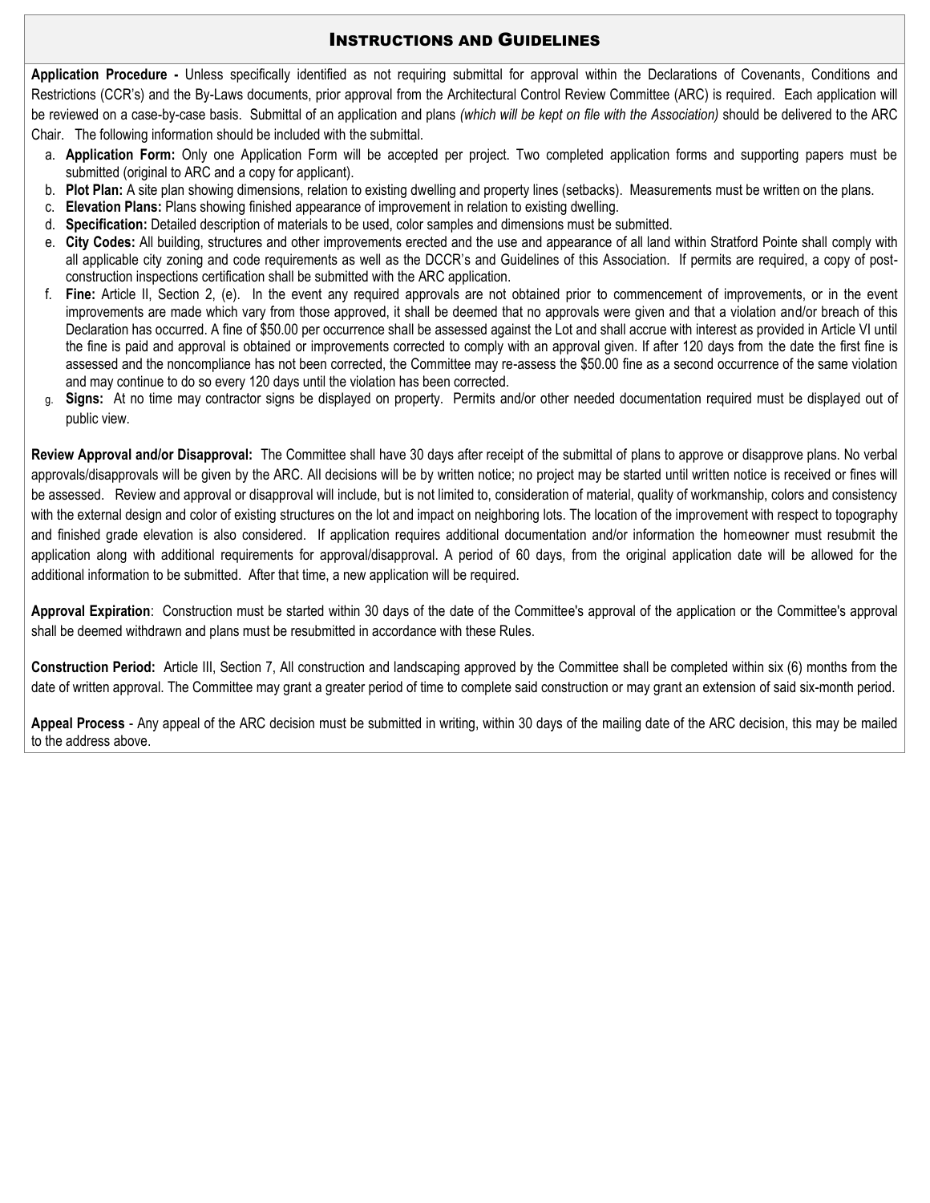## Instructions and Guidelines

**Application Procedure -** Unless specifically identified as not requiring submittal for approval within the Declarations of Covenants, Conditions and Restrictions (CCR's) and the By-Laws documents, prior approval from the Architectural Control Review Committee (ARC) is required. Each application will be reviewed on a case-by-case basis. Submittal of an application and plans *(which will be kept on file with the Association)* should be delivered to the ARC Chair. The following information should be included with the submittal.

a. **Application Form:** Only one Application Form will be accepted per project. Two completed application forms and supporting papers must be submitted (original to ARC and a copy for applicant).
b. **Plot Plan:** A site plan showing dimensions, relation to existing dwelling and property lines (setbacks). Measurements must be written on the plans.
c. **Elevation Plans:** Plans showing finished appearance of improvement in relation to existing dwelling.
d. **Specification:** Detailed description of materials to be used, color samples and dimensions must be submitted.
e. **City Codes:** All building, structures and other improvements erected and the use and appearance of all land within Stratford Pointe shall comply with all applicable city zoning and code requirements as well as the DCCR's and Guidelines of this Association. If permits are required, a copy of post-construction inspections certification shall be submitted with the ARC application.
f. **Fine:** Article II, Section 2, (e). In the event any required approvals are not obtained prior to commencement of improvements, or in the event improvements are made which vary from those approved, it shall be deemed that no approvals were given and that a violation and/or breach of this Declaration has occurred. A fine of $50.00 per occurrence shall be assessed against the Lot and shall accrue with interest as provided in Article VI until the fine is paid and approval is obtained or improvements corrected to comply with an approval given. If after 120 days from the date the first fine is assessed and the noncompliance has not been corrected, the Committee may re-assess the $50.00 fine as a second occurrence of the same violation and may continue to do so every 120 days until the violation has been corrected.
g. **Signs:** At no time may contractor signs be displayed on property. Permits and/or other needed documentation required must be displayed out of public view.

**Review Approval and/or Disapproval:** The Committee shall have 30 days after receipt of the submittal of plans to approve or disapprove plans. No verbal approvals/disapprovals will be given by the ARC. All decisions will be by written notice; no project may be started until written notice is received or fines will be assessed. Review and approval or disapproval will include, but is not limited to, consideration of material, quality of workmanship, colors and consistency with the external design and color of existing structures on the lot and impact on neighboring lots. The location of the improvement with respect to topography and finished grade elevation is also considered. If application requires additional documentation and/or information the homeowner must resubmit the application along with additional requirements for approval/disapproval. A period of 60 days, from the original application date will be allowed for the additional information to be submitted. After that time, a new application will be required.

**Approval Expiration**: Construction must be started within 30 days of the date of the Committee's approval of the application or the Committee's approval shall be deemed withdrawn and plans must be resubmitted in accordance with these Rules.

**Construction Period:** Article III, Section 7, All construction and landscaping approved by the Committee shall be completed within six (6) months from the date of written approval. The Committee may grant a greater period of time to complete said construction or may grant an extension of said six-month period.

**Appeal Process** - Any appeal of the ARC decision must be submitted in writing, within 30 days of the mailing date of the ARC decision, this may be mailed to the address above.